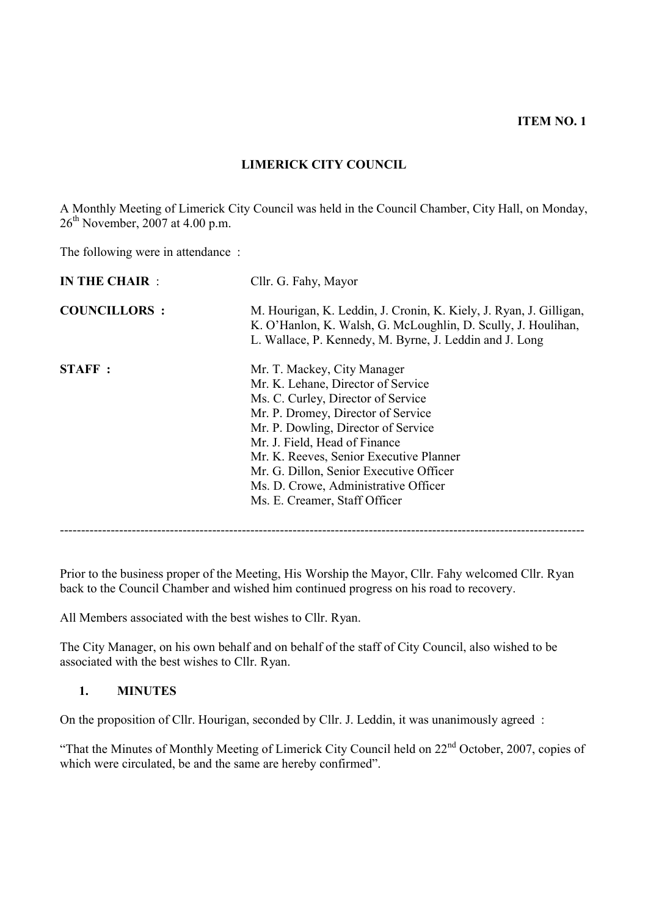**ITEM NO. 1**

# LIMERICK CITY COUNCIL

A Monthly Meeting of Limerick City Council was held in the Council Chamber, City Hall, on Monday, 26th November, 2007 at 4.00 p.m.

The following were in attendance :

| | |
|---|---|
| **IN THE CHAIR** : | Cllr. G. Fahy, Mayor |
| **COUNCILLORS :** | M. Hourigan, K. Leddin, J. Cronin, K. Kiely, J. Ryan, J. Gilligan, K. O'Hanlon, K. Walsh, G. McLoughlin, D. Scully, J. Houlihan, L. Wallace, P. Kennedy, M. Byrne, J. Leddin and J. Long |
| **STAFF :** | Mr. T. Mackey, City Manager<br>Mr. K. Lehane, Director of Service<br>Ms. C. Curley, Director of Service<br>Mr. P. Dromey, Director of Service<br>Mr. P. Dowling, Director of Service<br>Mr. J. Field, Head of Finance<br>Mr. K. Reeves, Senior Executive Planner<br>Mr. G. Dillon, Senior Executive Officer<br>Ms. D. Crowe, Administrative Officer<br>Ms. E. Creamer, Staff Officer |

---

Prior to the business proper of the Meeting, His Worship the Mayor, Cllr. Fahy welcomed Cllr. Ryan back to the Council Chamber and wished him continued progress on his road to recovery.

All Members associated with the best wishes to Cllr. Ryan.

The City Manager, on his own behalf and on behalf of the staff of City Council, also wished to be associated with the best wishes to Cllr. Ryan.

## 1. MINUTES

On the proposition of Cllr. Hourigan, seconded by Cllr. J. Leddin, it was unanimously agreed :

"That the Minutes of Monthly Meeting of Limerick City Council held on 22nd October, 2007, copies of which were circulated, be and the same are hereby confirmed".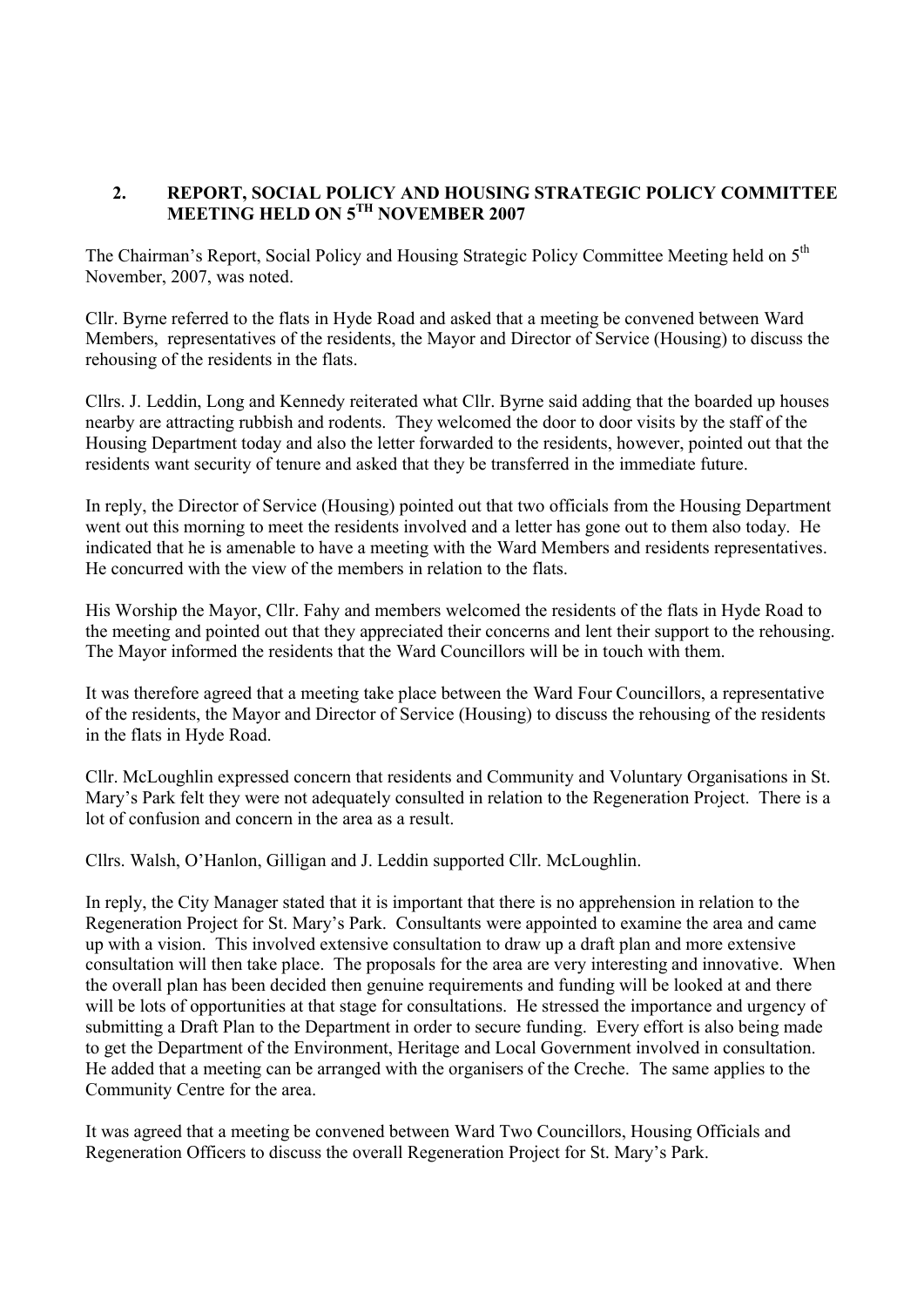## 2. REPORT, SOCIAL POLICY AND HOUSING STRATEGIC POLICY COMMITTEE MEETING HELD ON 5TH NOVEMBER 2007

The Chairman's Report, Social Policy and Housing Strategic Policy Committee Meeting held on 5th November, 2007, was noted.

Cllr. Byrne referred to the flats in Hyde Road and asked that a meeting be convened between Ward Members, representatives of the residents, the Mayor and Director of Service (Housing) to discuss the rehousing of the residents in the flats.

Cllrs. J. Leddin, Long and Kennedy reiterated what Cllr. Byrne said adding that the boarded up houses nearby are attracting rubbish and rodents. They welcomed the door to door visits by the staff of the Housing Department today and also the letter forwarded to the residents, however, pointed out that the residents want security of tenure and asked that they be transferred in the immediate future.

In reply, the Director of Service (Housing) pointed out that two officials from the Housing Department went out this morning to meet the residents involved and a letter has gone out to them also today. He indicated that he is amenable to have a meeting with the Ward Members and residents representatives. He concurred with the view of the members in relation to the flats.

His Worship the Mayor, Cllr. Fahy and members welcomed the residents of the flats in Hyde Road to the meeting and pointed out that they appreciated their concerns and lent their support to the rehousing. The Mayor informed the residents that the Ward Councillors will be in touch with them.

It was therefore agreed that a meeting take place between the Ward Four Councillors, a representative of the residents, the Mayor and Director of Service (Housing) to discuss the rehousing of the residents in the flats in Hyde Road.

Cllr. McLoughlin expressed concern that residents and Community and Voluntary Organisations in St. Mary's Park felt they were not adequately consulted in relation to the Regeneration Project. There is a lot of confusion and concern in the area as a result.

Cllrs. Walsh, O'Hanlon, Gilligan and J. Leddin supported Cllr. McLoughlin.

In reply, the City Manager stated that it is important that there is no apprehension in relation to the Regeneration Project for St. Mary's Park. Consultants were appointed to examine the area and came up with a vision. This involved extensive consultation to draw up a draft plan and more extensive consultation will then take place. The proposals for the area are very interesting and innovative. When the overall plan has been decided then genuine requirements and funding will be looked at and there will be lots of opportunities at that stage for consultations. He stressed the importance and urgency of submitting a Draft Plan to the Department in order to secure funding. Every effort is also being made to get the Department of the Environment, Heritage and Local Government involved in consultation. He added that a meeting can be arranged with the organisers of the Creche. The same applies to the Community Centre for the area.

It was agreed that a meeting be convened between Ward Two Councillors, Housing Officials and Regeneration Officers to discuss the overall Regeneration Project for St. Mary's Park.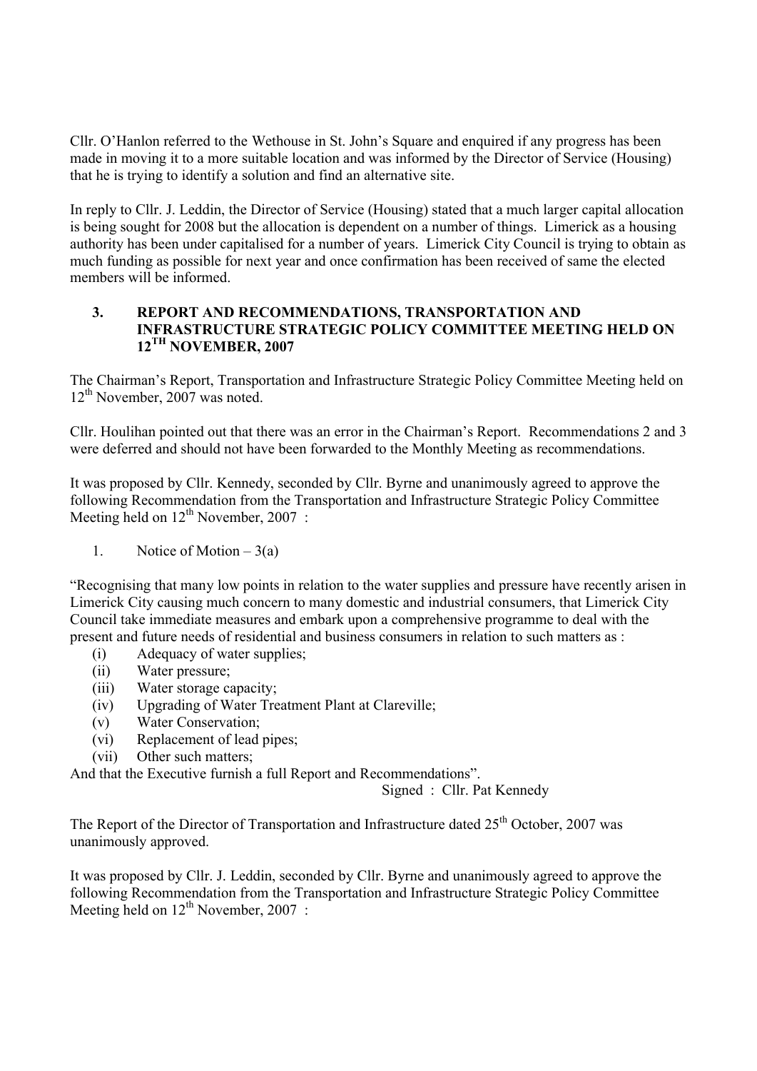Cllr. O'Hanlon referred to the Wethouse in St. John's Square and enquired if any progress has been made in moving it to a more suitable location and was informed by the Director of Service (Housing) that he is trying to identify a solution and find an alternative site.

In reply to Cllr. J. Leddin, the Director of Service (Housing) stated that a much larger capital allocation is being sought for 2008 but the allocation is dependent on a number of things. Limerick as a housing authority has been under capitalised for a number of years. Limerick City Council is trying to obtain as much funding as possible for next year and once confirmation has been received of same the elected members will be informed.

### 3. REPORT AND RECOMMENDATIONS, TRANSPORTATION AND INFRASTRUCTURE STRATEGIC POLICY COMMITTEE MEETING HELD ON 12TH NOVEMBER, 2007

The Chairman's Report, Transportation and Infrastructure Strategic Policy Committee Meeting held on 12th November, 2007 was noted.

Cllr. Houlihan pointed out that there was an error in the Chairman's Report. Recommendations 2 and 3 were deferred and should not have been forwarded to the Monthly Meeting as recommendations.

It was proposed by Cllr. Kennedy, seconded by Cllr. Byrne and unanimously agreed to approve the following Recommendation from the Transportation and Infrastructure Strategic Policy Committee Meeting held on 12th November, 2007 :

1. Notice of Motion – 3(a)

"Recognising that many low points in relation to the water supplies and pressure have recently arisen in Limerick City causing much concern to many domestic and industrial consumers, that Limerick City Council take immediate measures and embark upon a comprehensive programme to deal with the present and future needs of residential and business consumers in relation to such matters as :

- (i) Adequacy of water supplies;
- (ii) Water pressure;
- (iii) Water storage capacity;
- (iv) Upgrading of Water Treatment Plant at Clareville;
- (v) Water Conservation;
- (vi) Replacement of lead pipes;
- (vii) Other such matters;

And that the Executive furnish a full Report and Recommendations".

Signed : Cllr. Pat Kennedy

The Report of the Director of Transportation and Infrastructure dated 25th October, 2007 was unanimously approved.

It was proposed by Cllr. J. Leddin, seconded by Cllr. Byrne and unanimously agreed to approve the following Recommendation from the Transportation and Infrastructure Strategic Policy Committee Meeting held on 12th November, 2007 :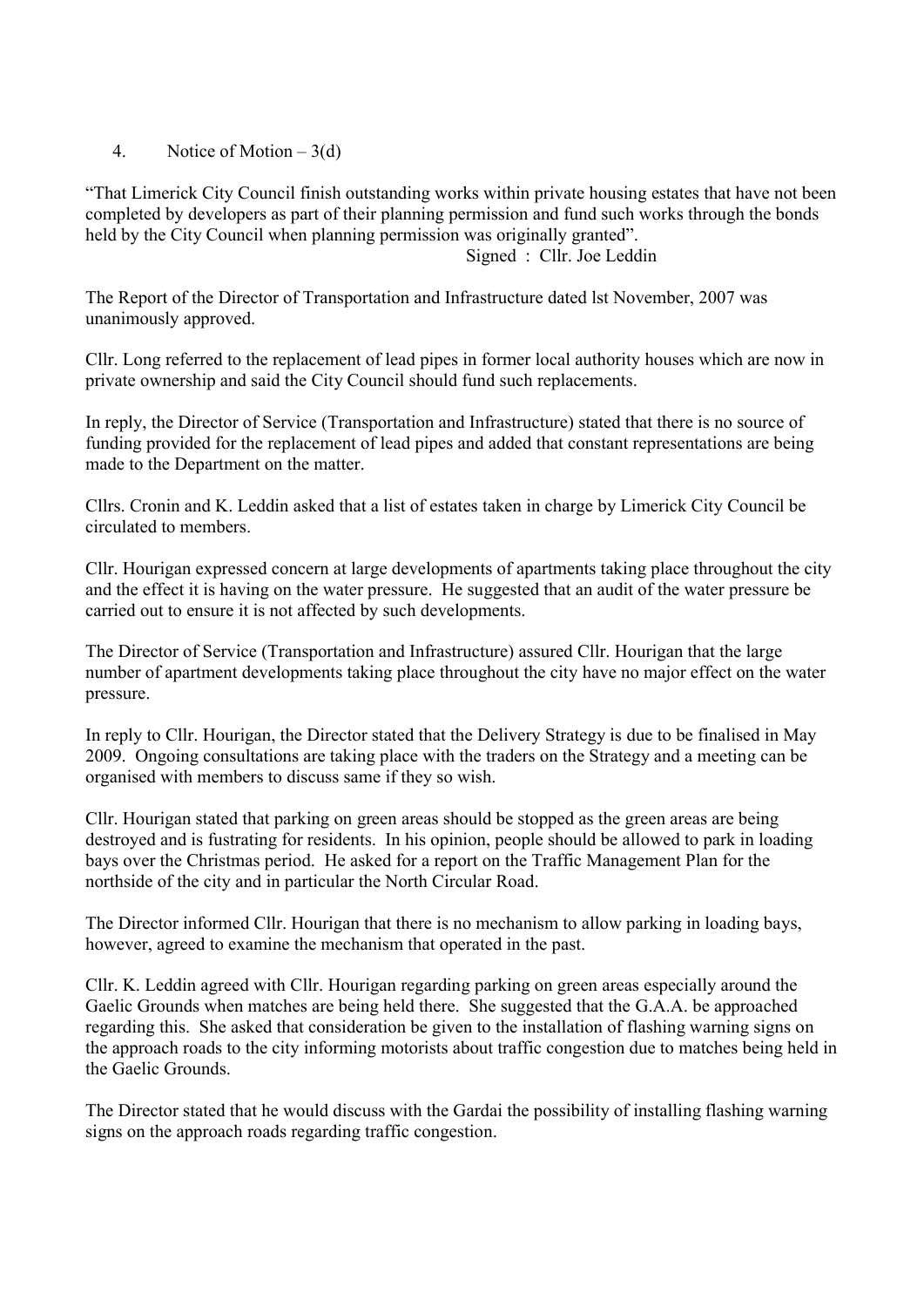4. Notice of Motion – 3(d)

"That Limerick City Council finish outstanding works within private housing estates that have not been completed by developers as part of their planning permission and fund such works through the bonds held by the City Council when planning permission was originally granted".

Signed : Cllr. Joe Leddin

The Report of the Director of Transportation and Infrastructure dated lst November, 2007 was unanimously approved.

Cllr. Long referred to the replacement of lead pipes in former local authority houses which are now in private ownership and said the City Council should fund such replacements.

In reply, the Director of Service (Transportation and Infrastructure) stated that there is no source of funding provided for the replacement of lead pipes and added that constant representations are being made to the Department on the matter.

Cllrs. Cronin and K. Leddin asked that a list of estates taken in charge by Limerick City Council be circulated to members.

Cllr. Hourigan expressed concern at large developments of apartments taking place throughout the city and the effect it is having on the water pressure. He suggested that an audit of the water pressure be carried out to ensure it is not affected by such developments.

The Director of Service (Transportation and Infrastructure) assured Cllr. Hourigan that the large number of apartment developments taking place throughout the city have no major effect on the water pressure.

In reply to Cllr. Hourigan, the Director stated that the Delivery Strategy is due to be finalised in May 2009. Ongoing consultations are taking place with the traders on the Strategy and a meeting can be organised with members to discuss same if they so wish.

Cllr. Hourigan stated that parking on green areas should be stopped as the green areas are being destroyed and is fustrating for residents. In his opinion, people should be allowed to park in loading bays over the Christmas period. He asked for a report on the Traffic Management Plan for the northside of the city and in particular the North Circular Road.

The Director informed Cllr. Hourigan that there is no mechanism to allow parking in loading bays, however, agreed to examine the mechanism that operated in the past.

Cllr. K. Leddin agreed with Cllr. Hourigan regarding parking on green areas especially around the Gaelic Grounds when matches are being held there. She suggested that the G.A.A. be approached regarding this. She asked that consideration be given to the installation of flashing warning signs on the approach roads to the city informing motorists about traffic congestion due to matches being held in the Gaelic Grounds.

The Director stated that he would discuss with the Gardai the possibility of installing flashing warning signs on the approach roads regarding traffic congestion.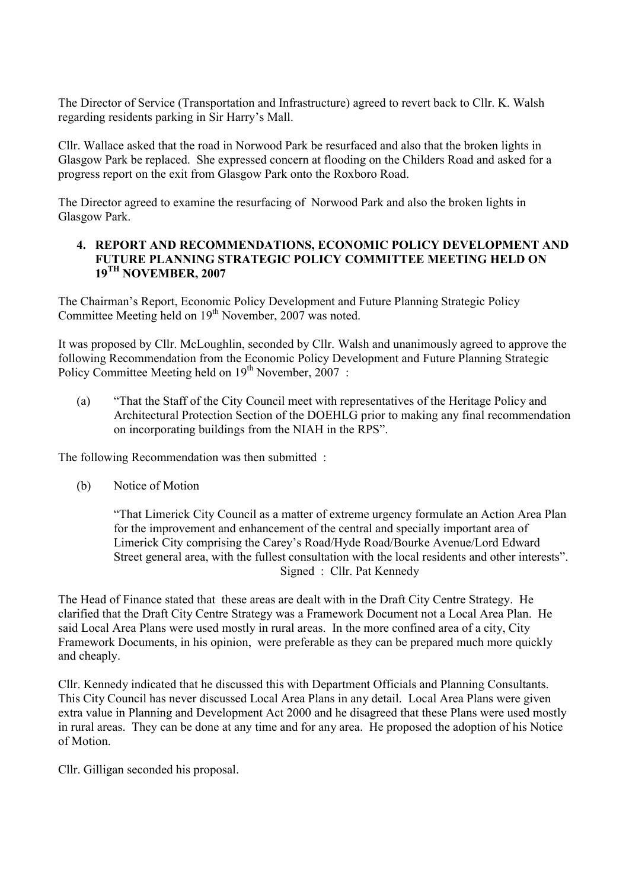The Director of Service (Transportation and Infrastructure) agreed to revert back to Cllr. K. Walsh regarding residents parking in Sir Harry's Mall.

Cllr. Wallace asked that the road in Norwood Park be resurfaced and also that the broken lights in Glasgow Park be replaced. She expressed concern at flooding on the Childers Road and asked for a progress report on the exit from Glasgow Park onto the Roxboro Road.

The Director agreed to examine the resurfacing of Norwood Park and also the broken lights in Glasgow Park.

**4. REPORT AND RECOMMENDATIONS, ECONOMIC POLICY DEVELOPMENT AND FUTURE PLANNING STRATEGIC POLICY COMMITTEE MEETING HELD ON 19TH NOVEMBER, 2007**

The Chairman's Report, Economic Policy Development and Future Planning Strategic Policy Committee Meeting held on 19th November, 2007 was noted.

It was proposed by Cllr. McLoughlin, seconded by Cllr. Walsh and unanimously agreed to approve the following Recommendation from the Economic Policy Development and Future Planning Strategic Policy Committee Meeting held on 19th November, 2007 :

(a) "That the Staff of the City Council meet with representatives of the Heritage Policy and Architectural Protection Section of the DOEHLG prior to making any final recommendation on incorporating buildings from the NIAH in the RPS".

The following Recommendation was then submitted :

(b) Notice of Motion

"That Limerick City Council as a matter of extreme urgency formulate an Action Area Plan for the improvement and enhancement of the central and specially important area of Limerick City comprising the Carey's Road/Hyde Road/Bourke Avenue/Lord Edward Street general area, with the fullest consultation with the local residents and other interests".
Signed : Cllr. Pat Kennedy

The Head of Finance stated that these areas are dealt with in the Draft City Centre Strategy. He clarified that the Draft City Centre Strategy was a Framework Document not a Local Area Plan. He said Local Area Plans were used mostly in rural areas. In the more confined area of a city, City Framework Documents, in his opinion, were preferable as they can be prepared much more quickly and cheaply.

Cllr. Kennedy indicated that he discussed this with Department Officials and Planning Consultants. This City Council has never discussed Local Area Plans in any detail. Local Area Plans were given extra value in Planning and Development Act 2000 and he disagreed that these Plans were used mostly in rural areas. They can be done at any time and for any area. He proposed the adoption of his Notice of Motion.

Cllr. Gilligan seconded his proposal.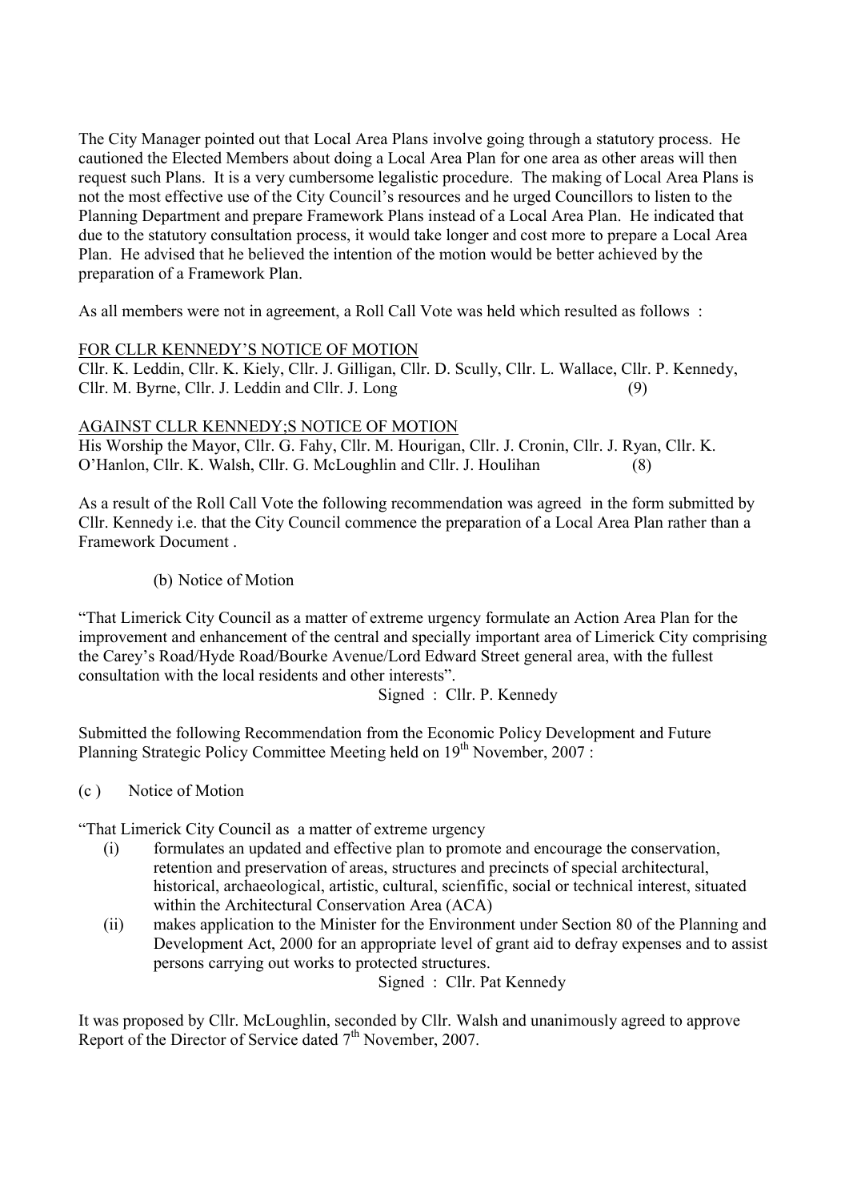The City Manager pointed out that Local Area Plans involve going through a statutory process. He cautioned the Elected Members about doing a Local Area Plan for one area as other areas will then request such Plans. It is a very cumbersome legalistic procedure. The making of Local Area Plans is not the most effective use of the City Council's resources and he urged Councillors to listen to the Planning Department and prepare Framework Plans instead of a Local Area Plan. He indicated that due to the statutory consultation process, it would take longer and cost more to prepare a Local Area Plan. He advised that he believed the intention of the motion would be better achieved by the preparation of a Framework Plan.

As all members were not in agreement, a Roll Call Vote was held which resulted as follows :

<u>FOR CLLR KENNEDY'S NOTICE OF MOTION</u>
Cllr. K. Leddin, Cllr. K. Kiely, Cllr. J. Gilligan, Cllr. D. Scully, Cllr. L. Wallace, Cllr. P. Kennedy, Cllr. M. Byrne, Cllr. J. Leddin and Cllr. J. Long (9)

<u>AGAINST CLLR KENNEDY;S NOTICE OF MOTION</u>
His Worship the Mayor, Cllr. G. Fahy, Cllr. M. Hourigan, Cllr. J. Cronin, Cllr. J. Ryan, Cllr. K. O'Hanlon, Cllr. K. Walsh, Cllr. G. McLoughlin and Cllr. J. Houlihan (8)

As a result of the Roll Call Vote the following recommendation was agreed in the form submitted by Cllr. Kennedy i.e. that the City Council commence the preparation of a Local Area Plan rather than a Framework Document .

(b) Notice of Motion

"That Limerick City Council as a matter of extreme urgency formulate an Action Area Plan for the improvement and enhancement of the central and specially important area of Limerick City comprising the Carey's Road/Hyde Road/Bourke Avenue/Lord Edward Street general area, with the fullest consultation with the local residents and other interests".

Signed : Cllr. P. Kennedy

Submitted the following Recommendation from the Economic Policy Development and Future Planning Strategic Policy Committee Meeting held on 19th November, 2007 :

(c ) Notice of Motion

"That Limerick City Council as a matter of extreme urgency

(i) formulates an updated and effective plan to promote and encourage the conservation, retention and preservation of areas, structures and precincts of special architectural, historical, archaeological, artistic, cultural, scienfific, social or technical interest, situated within the Architectural Conservation Area (ACA)

(ii) makes application to the Minister for the Environment under Section 80 of the Planning and Development Act, 2000 for an appropriate level of grant aid to defray expenses and to assist persons carrying out works to protected structures.

Signed : Cllr. Pat Kennedy

It was proposed by Cllr. McLoughlin, seconded by Cllr. Walsh and unanimously agreed to approve Report of the Director of Service dated 7th November, 2007.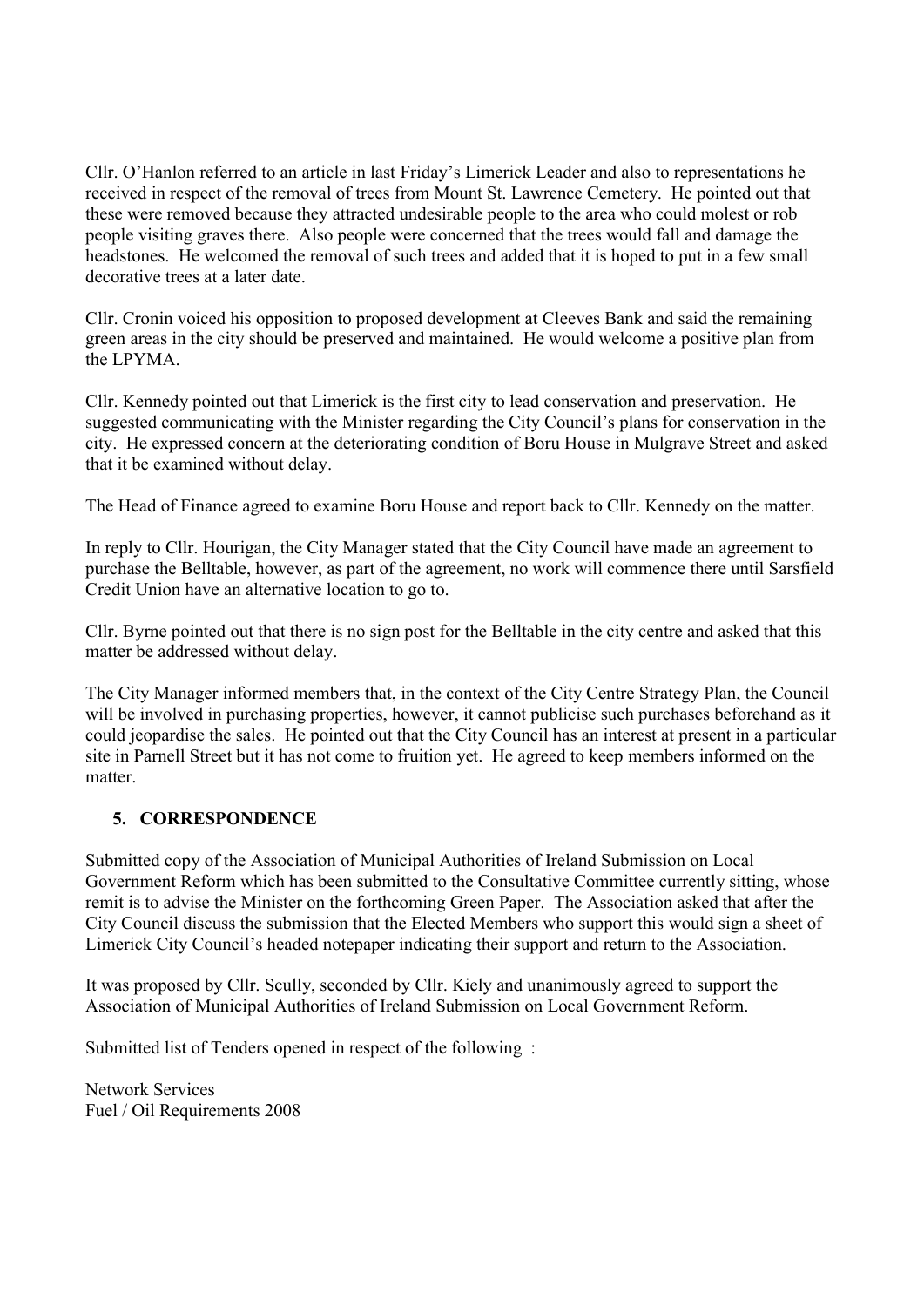Cllr. O'Hanlon referred to an article in last Friday's Limerick Leader and also to representations he received in respect of the removal of trees from Mount St. Lawrence Cemetery. He pointed out that these were removed because they attracted undesirable people to the area who could molest or rob people visiting graves there. Also people were concerned that the trees would fall and damage the headstones. He welcomed the removal of such trees and added that it is hoped to put in a few small decorative trees at a later date.

Cllr. Cronin voiced his opposition to proposed development at Cleeves Bank and said the remaining green areas in the city should be preserved and maintained. He would welcome a positive plan from the LPYMA.

Cllr. Kennedy pointed out that Limerick is the first city to lead conservation and preservation. He suggested communicating with the Minister regarding the City Council's plans for conservation in the city. He expressed concern at the deteriorating condition of Boru House in Mulgrave Street and asked that it be examined without delay.

The Head of Finance agreed to examine Boru House and report back to Cllr. Kennedy on the matter.

In reply to Cllr. Hourigan, the City Manager stated that the City Council have made an agreement to purchase the Belltable, however, as part of the agreement, no work will commence there until Sarsfield Credit Union have an alternative location to go to.

Cllr. Byrne pointed out that there is no sign post for the Belltable in the city centre and asked that this matter be addressed without delay.

The City Manager informed members that, in the context of the City Centre Strategy Plan, the Council will be involved in purchasing properties, however, it cannot publicise such purchases beforehand as it could jeopardise the sales. He pointed out that the City Council has an interest at present in a particular site in Parnell Street but it has not come to fruition yet. He agreed to keep members informed on the matter.

## 5. CORRESPONDENCE

Submitted copy of the Association of Municipal Authorities of Ireland Submission on Local Government Reform which has been submitted to the Consultative Committee currently sitting, whose remit is to advise the Minister on the forthcoming Green Paper. The Association asked that after the City Council discuss the submission that the Elected Members who support this would sign a sheet of Limerick City Council's headed notepaper indicating their support and return to the Association.

It was proposed by Cllr. Scully, seconded by Cllr. Kiely and unanimously agreed to support the Association of Municipal Authorities of Ireland Submission on Local Government Reform.

Submitted list of Tenders opened in respect of the following :

Network Services
Fuel / Oil Requirements 2008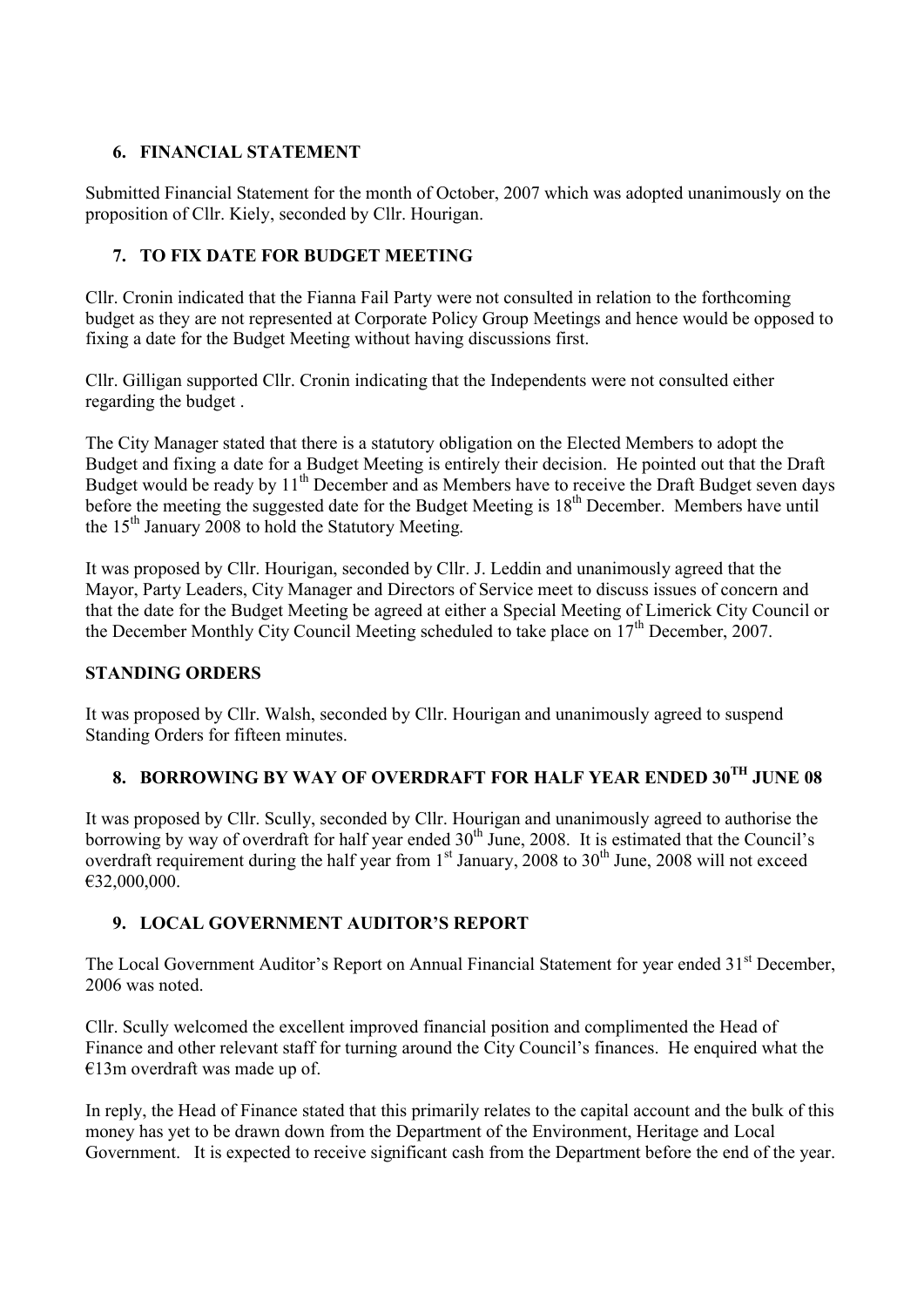## 6. FINANCIAL STATEMENT

Submitted Financial Statement for the month of October, 2007 which was adopted unanimously on the proposition of Cllr. Kiely, seconded by Cllr. Hourigan.

## 7. TO FIX DATE FOR BUDGET MEETING

Cllr. Cronin indicated that the Fianna Fail Party were not consulted in relation to the forthcoming budget as they are not represented at Corporate Policy Group Meetings and hence would be opposed to fixing a date for the Budget Meeting without having discussions first.

Cllr. Gilligan supported Cllr. Cronin indicating that the Independents were not consulted either regarding the budget .

The City Manager stated that there is a statutory obligation on the Elected Members to adopt the Budget and fixing a date for a Budget Meeting is entirely their decision. He pointed out that the Draft Budget would be ready by 11th December and as Members have to receive the Draft Budget seven days before the meeting the suggested date for the Budget Meeting is 18th December. Members have until the 15th January 2008 to hold the Statutory Meeting.

It was proposed by Cllr. Hourigan, seconded by Cllr. J. Leddin and unanimously agreed that the Mayor, Party Leaders, City Manager and Directors of Service meet to discuss issues of concern and that the date for the Budget Meeting be agreed at either a Special Meeting of Limerick City Council or the December Monthly City Council Meeting scheduled to take place on 17th December, 2007.

## STANDING ORDERS

It was proposed by Cllr. Walsh, seconded by Cllr. Hourigan and unanimously agreed to suspend Standing Orders for fifteen minutes.

## 8. BORROWING BY WAY OF OVERDRAFT FOR HALF YEAR ENDED 30TH JUNE 08

It was proposed by Cllr. Scully, seconded by Cllr. Hourigan and unanimously agreed to authorise the borrowing by way of overdraft for half year ended 30th June, 2008. It is estimated that the Council's overdraft requirement during the half year from 1st January, 2008 to 30th June, 2008 will not exceed €32,000,000.

## 9. LOCAL GOVERNMENT AUDITOR'S REPORT

The Local Government Auditor's Report on Annual Financial Statement for year ended 31st December, 2006 was noted.

Cllr. Scully welcomed the excellent improved financial position and complimented the Head of Finance and other relevant staff for turning around the City Council's finances. He enquired what the €13m overdraft was made up of.

In reply, the Head of Finance stated that this primarily relates to the capital account and the bulk of this money has yet to be drawn down from the Department of the Environment, Heritage and Local Government. It is expected to receive significant cash from the Department before the end of the year.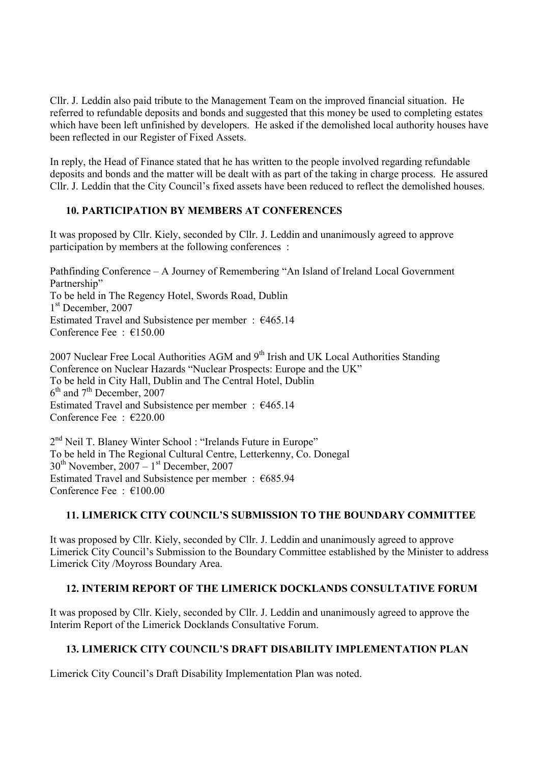Cllr. J. Leddin also paid tribute to the Management Team on the improved financial situation. He referred to refundable deposits and bonds and suggested that this money be used to completing estates which have been left unfinished by developers. He asked if the demolished local authority houses have been reflected in our Register of Fixed Assets.

In reply, the Head of Finance stated that he has written to the people involved regarding refundable deposits and bonds and the matter will be dealt with as part of the taking in charge process. He assured Cllr. J. Leddin that the City Council's fixed assets have been reduced to reflect the demolished houses.

### 10. PARTICIPATION BY MEMBERS AT CONFERENCES

It was proposed by Cllr. Kiely, seconded by Cllr. J. Leddin and unanimously agreed to approve participation by members at the following conferences :

Pathfinding Conference – A Journey of Remembering "An Island of Ireland Local Government Partnership"
To be held in The Regency Hotel, Swords Road, Dublin
1st December, 2007
Estimated Travel and Subsistence per member : €465.14
Conference Fee : €150.00

2007 Nuclear Free Local Authorities AGM and 9th Irish and UK Local Authorities Standing Conference on Nuclear Hazards "Nuclear Prospects: Europe and the UK"
To be held in City Hall, Dublin and The Central Hotel, Dublin
6th and 7th December, 2007
Estimated Travel and Subsistence per member : €465.14
Conference Fee : €220.00

2nd Neil T. Blaney Winter School : "Irelands Future in Europe"
To be held in The Regional Cultural Centre, Letterkenny, Co. Donegal
30th November, 2007 – 1st December, 2007
Estimated Travel and Subsistence per member : €685.94
Conference Fee : €100.00

### 11. LIMERICK CITY COUNCIL'S SUBMISSION TO THE BOUNDARY COMMITTEE

It was proposed by Cllr. Kiely, seconded by Cllr. J. Leddin and unanimously agreed to approve Limerick City Council's Submission to the Boundary Committee established by the Minister to address Limerick City /Moyross Boundary Area.

### 12. INTERIM REPORT OF THE LIMERICK DOCKLANDS CONSULTATIVE FORUM

It was proposed by Cllr. Kiely, seconded by Cllr. J. Leddin and unanimously agreed to approve the Interim Report of the Limerick Docklands Consultative Forum.

### 13. LIMERICK CITY COUNCIL'S DRAFT DISABILITY IMPLEMENTATION PLAN

Limerick City Council's Draft Disability Implementation Plan was noted.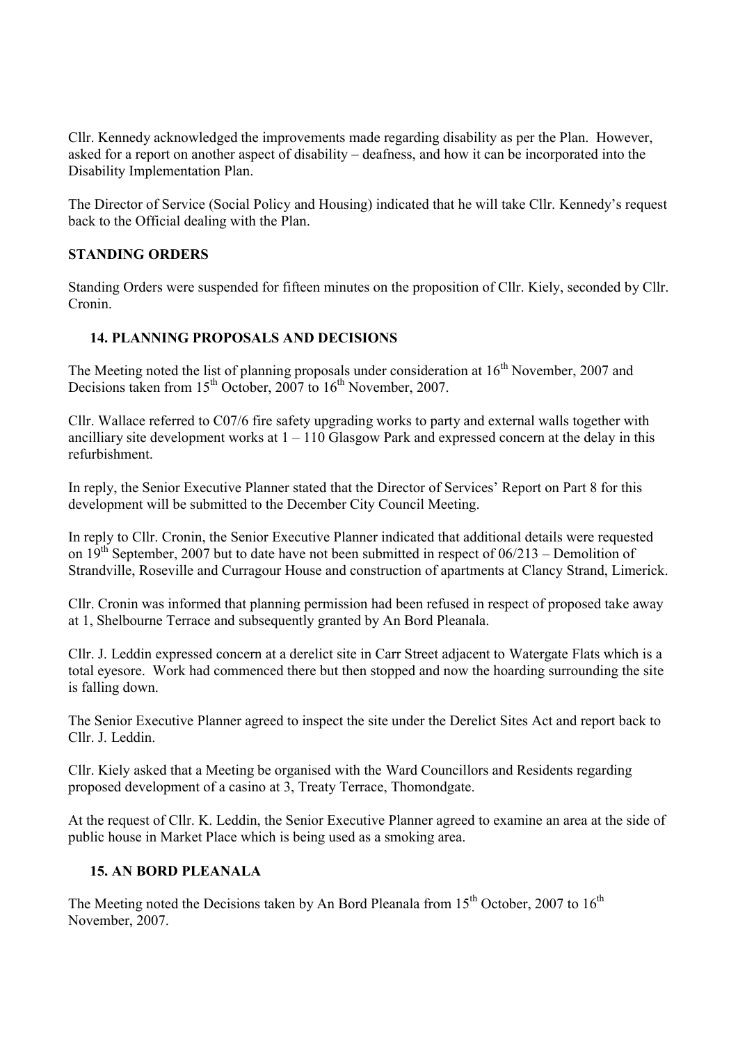Cllr. Kennedy acknowledged the improvements made regarding disability as per the Plan. However, asked for a report on another aspect of disability – deafness, and how it can be incorporated into the Disability Implementation Plan.

The Director of Service (Social Policy and Housing) indicated that he will take Cllr. Kennedy's request back to the Official dealing with the Plan.

**STANDING ORDERS**

Standing Orders were suspended for fifteen minutes on the proposition of Cllr. Kiely, seconded by Cllr. Cronin.

## 14. PLANNING PROPOSALS AND DECISIONS

The Meeting noted the list of planning proposals under consideration at 16th November, 2007 and Decisions taken from 15th October, 2007 to 16th November, 2007.

Cllr. Wallace referred to C07/6 fire safety upgrading works to party and external walls together with ancilliary site development works at 1 – 110 Glasgow Park and expressed concern at the delay in this refurbishment.

In reply, the Senior Executive Planner stated that the Director of Services' Report on Part 8 for this development will be submitted to the December City Council Meeting.

In reply to Cllr. Cronin, the Senior Executive Planner indicated that additional details were requested on 19th September, 2007 but to date have not been submitted in respect of 06/213 – Demolition of Strandville, Roseville and Curragour House and construction of apartments at Clancy Strand, Limerick.

Cllr. Cronin was informed that planning permission had been refused in respect of proposed take away at 1, Shelbourne Terrace and subsequently granted by An Bord Pleanala.

Cllr. J. Leddin expressed concern at a derelict site in Carr Street adjacent to Watergate Flats which is a total eyesore. Work had commenced there but then stopped and now the hoarding surrounding the site is falling down.

The Senior Executive Planner agreed to inspect the site under the Derelict Sites Act and report back to Cllr. J. Leddin.

Cllr. Kiely asked that a Meeting be organised with the Ward Councillors and Residents regarding proposed development of a casino at 3, Treaty Terrace, Thomondgate.

At the request of Cllr. K. Leddin, the Senior Executive Planner agreed to examine an area at the side of public house in Market Place which is being used as a smoking area.

## 15. AN BORD PLEANALA

The Meeting noted the Decisions taken by An Bord Pleanala from 15th October, 2007 to 16th November, 2007.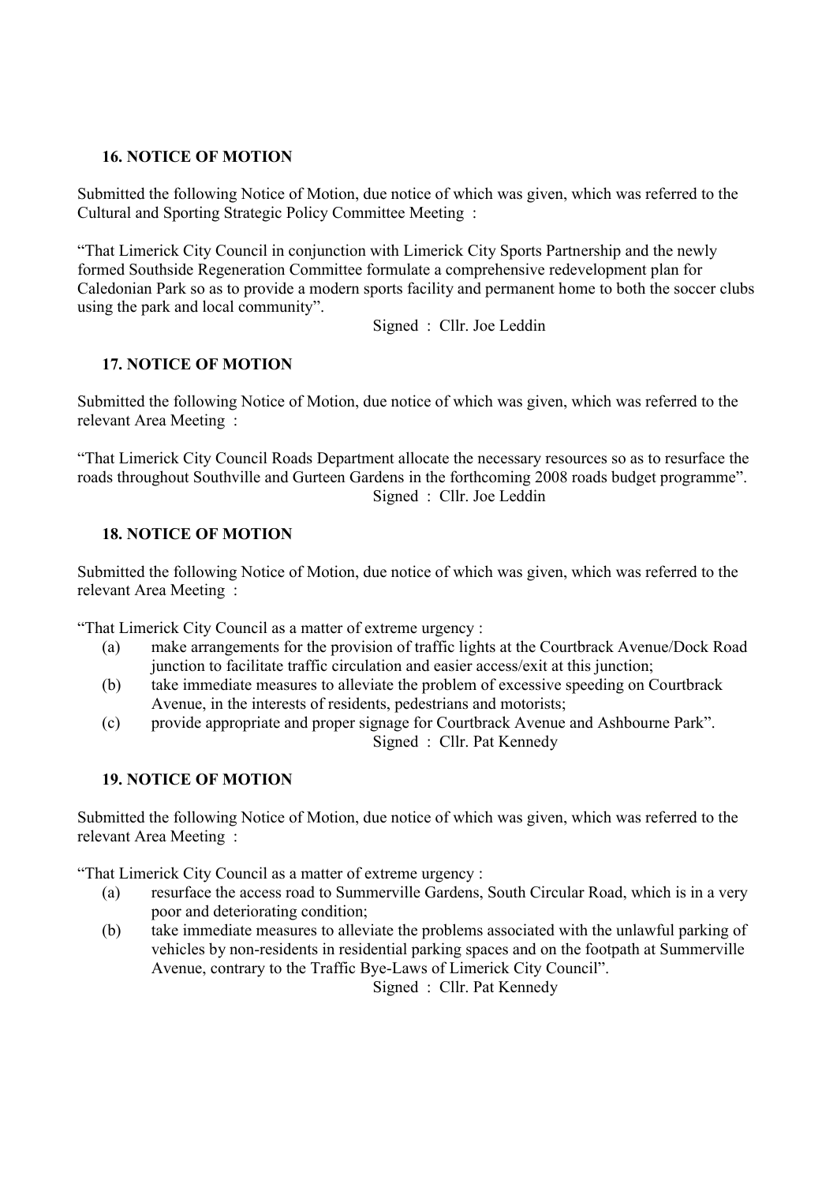## 16. NOTICE OF MOTION

Submitted the following Notice of Motion, due notice of which was given, which was referred to the Cultural and Sporting Strategic Policy Committee Meeting :

"That Limerick City Council in conjunction with Limerick City Sports Partnership and the newly formed Southside Regeneration Committee formulate a comprehensive redevelopment plan for Caledonian Park so as to provide a modern sports facility and permanent home to both the soccer clubs using the park and local community".

Signed : Cllr. Joe Leddin

## 17. NOTICE OF MOTION

Submitted the following Notice of Motion, due notice of which was given, which was referred to the relevant Area Meeting :

"That Limerick City Council Roads Department allocate the necessary resources so as to resurface the roads throughout Southville and Gurteen Gardens in the forthcoming 2008 roads budget programme".

Signed : Cllr. Joe Leddin

## 18. NOTICE OF MOTION

Submitted the following Notice of Motion, due notice of which was given, which was referred to the relevant Area Meeting :

"That Limerick City Council as a matter of extreme urgency :

(a) make arrangements for the provision of traffic lights at the Courtbrack Avenue/Dock Road junction to facilitate traffic circulation and easier access/exit at this junction;
(b) take immediate measures to alleviate the problem of excessive speeding on Courtbrack Avenue, in the interests of residents, pedestrians and motorists;
(c) provide appropriate and proper signage for Courtbrack Avenue and Ashbourne Park".

Signed : Cllr. Pat Kennedy

## 19. NOTICE OF MOTION

Submitted the following Notice of Motion, due notice of which was given, which was referred to the relevant Area Meeting :

"That Limerick City Council as a matter of extreme urgency :

(a) resurface the access road to Summerville Gardens, South Circular Road, which is in a very poor and deteriorating condition;
(b) take immediate measures to alleviate the problems associated with the unlawful parking of vehicles by non-residents in residential parking spaces and on the footpath at Summerville Avenue, contrary to the Traffic Bye-Laws of Limerick City Council".

Signed : Cllr. Pat Kennedy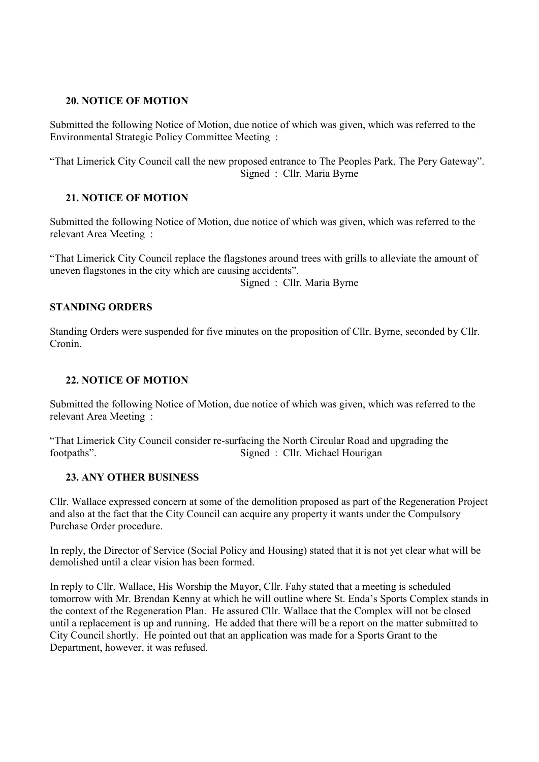### 20. NOTICE OF MOTION

Submitted the following Notice of Motion, due notice of which was given, which was referred to the Environmental Strategic Policy Committee Meeting :

"That Limerick City Council call the new proposed entrance to The Peoples Park, The Pery Gateway".

Signed : Cllr. Maria Byrne

### 21. NOTICE OF MOTION

Submitted the following Notice of Motion, due notice of which was given, which was referred to the relevant Area Meeting :

"That Limerick City Council replace the flagstones around trees with grills to alleviate the amount of uneven flagstones in the city which are causing accidents".

Signed : Cllr. Maria Byrne

### STANDING ORDERS

Standing Orders were suspended for five minutes on the proposition of Cllr. Byrne, seconded by Cllr. Cronin.

### 22. NOTICE OF MOTION

Submitted the following Notice of Motion, due notice of which was given, which was referred to the relevant Area Meeting :

"That Limerick City Council consider re-surfacing the North Circular Road and upgrading the footpaths".

Signed : Cllr. Michael Hourigan

### 23. ANY OTHER BUSINESS

Cllr. Wallace expressed concern at some of the demolition proposed as part of the Regeneration Project and also at the fact that the City Council can acquire any property it wants under the Compulsory Purchase Order procedure.

In reply, the Director of Service (Social Policy and Housing) stated that it is not yet clear what will be demolished until a clear vision has been formed.

In reply to Cllr. Wallace, His Worship the Mayor, Cllr. Fahy stated that a meeting is scheduled tomorrow with Mr. Brendan Kenny at which he will outline where St. Enda's Sports Complex stands in the context of the Regeneration Plan. He assured Cllr. Wallace that the Complex will not be closed until a replacement is up and running. He added that there will be a report on the matter submitted to City Council shortly. He pointed out that an application was made for a Sports Grant to the Department, however, it was refused.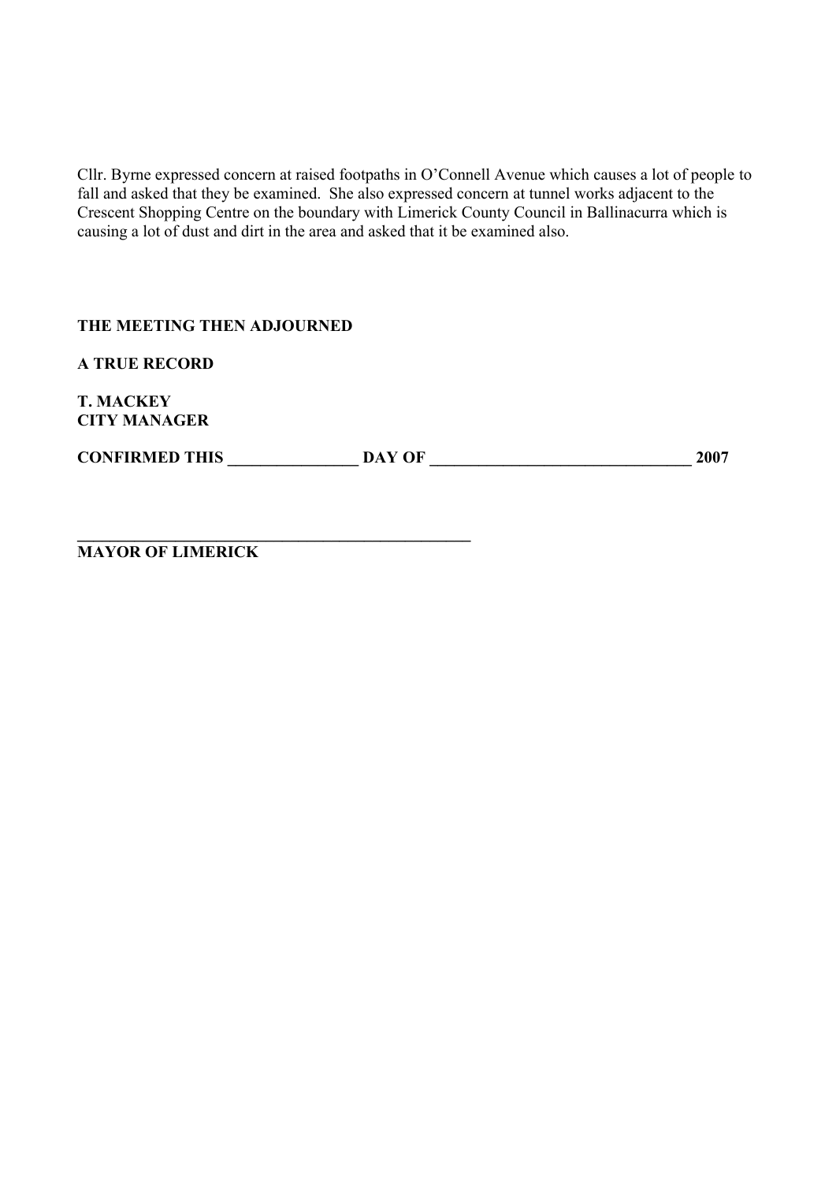Cllr. Byrne expressed concern at raised footpaths in O'Connell Avenue which causes a lot of people to fall and asked that they be examined. She also expressed concern at tunnel works adjacent to the Crescent Shopping Centre on the boundary with Limerick County Council in Ballinacurra which is causing a lot of dust and dirt in the area and asked that it be examined also.

**THE MEETING THEN ADJOURNED**

**A TRUE RECORD**

**T. MACKEY**
**CITY MANAGER**

**CONFIRMED THIS ________________ DAY OF ________________________________ 2007**

**__________________________________________________**
**MAYOR OF LIMERICK**